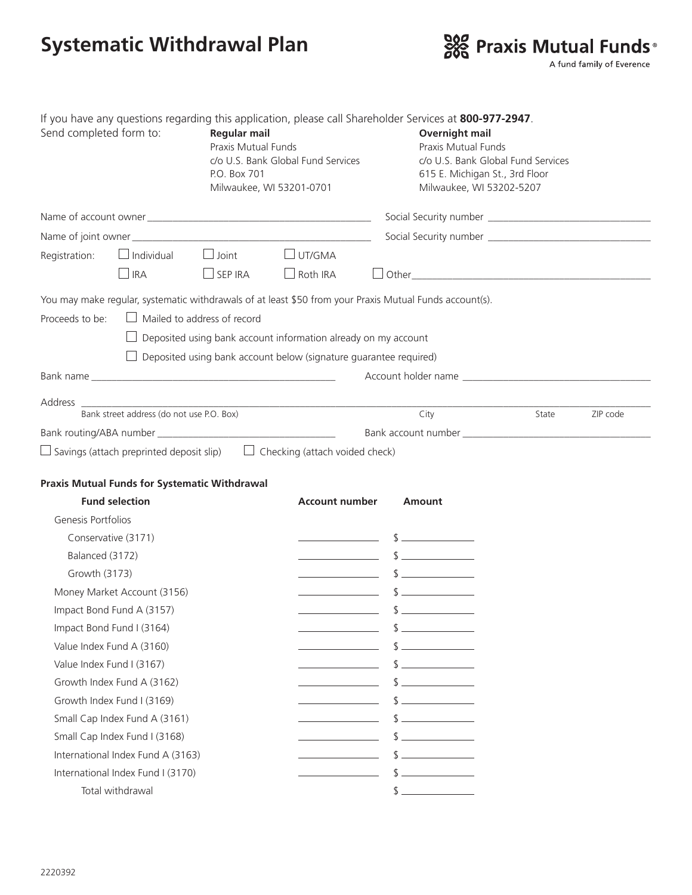# Systematic Withdrawal Plan

Praxis Mutual Funds®
A fund family of Everence

If you have any questions regarding this application, please call Shareholder Services at **800-977-2947**.

Send completed form to:

**Regular mail**
Praxis Mutual Funds
c/o U.S. Bank Global Fund Services
P.O. Box 701
Milwaukee, WI 53201-0701

**Overnight mail**
Praxis Mutual Funds
c/o U.S. Bank Global Fund Services
615 E. Michigan St., 3rd Floor
Milwaukee, WI 53202-5207

Name of account owner ____________________ Social Security number ____________________

Name of joint owner ____________________ Social Security number ____________________

Registration: ☐ Individual ☐ Joint ☐ UT/GMA
☐ IRA ☐ SEP IRA ☐ Roth IRA ☐ Other____________________

You may make regular, systematic withdrawals of at least $50 from your Praxis Mutual Funds account(s).

Proceeds to be: ☐ Mailed to address of record

☐ Deposited using bank account information already on my account

☐ Deposited using bank account below (signature guarantee required)

Bank name ____________________ Account holder name ____________________

Address ____________________
Bank street address (do not use P.O. Box) City State ZIP code

Bank routing/ABA number ____________________ Bank account number ____________________

☐ Savings (attach preprinted deposit slip) ☐ Checking (attach voided check)

**Praxis Mutual Funds for Systematic Withdrawal**

| Fund selection | Account number | Amount |
| --- | --- | --- |
| Genesis Portfolios | | |
| Conservative (3171) | ________ | $ ________ |
| Balanced (3172) | ________ | $ ________ |
| Growth (3173) | ________ | $ ________ |
| Money Market Account (3156) | ________ | $ ________ |
| Impact Bond Fund A (3157) | ________ | $ ________ |
| Impact Bond Fund I (3164) | ________ | $ ________ |
| Value Index Fund A (3160) | ________ | $ ________ |
| Value Index Fund I (3167) | ________ | $ ________ |
| Growth Index Fund A (3162) | ________ | $ ________ |
| Growth Index Fund I (3169) | ________ | $ ________ |
| Small Cap Index Fund A (3161) | ________ | $ ________ |
| Small Cap Index Fund I (3168) | ________ | $ ________ |
| International Index Fund A (3163) | ________ | $ ________ |
| International Index Fund I (3170) | ________ | $ ________ |
| Total withdrawal | | $ ________ |

2220392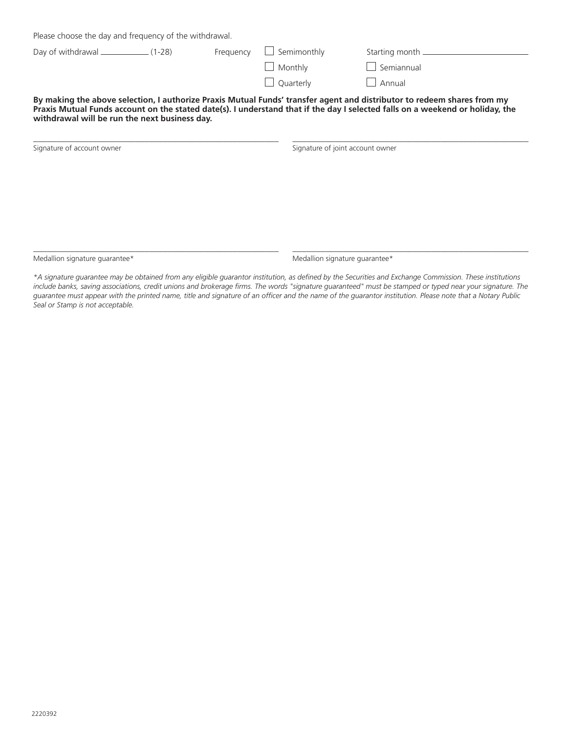Please choose the day and frequency of the withdrawal.

Day of withdrawal ____________ (1-28)

Frequency

☐ Semimonthly

☐ Monthly

☐ Quarterly

Starting month ______________________________

☐ Semiannual

☐ Annual

**By making the above selection, I authorize Praxis Mutual Funds' transfer agent and distributor to redeem shares from my Praxis Mutual Funds account on the stated date(s). I understand that if the day I selected falls on a weekend or holiday, the withdrawal will be run the next business day.**

______________________________________________
Signature of account owner

______________________________________________
Signature of joint account owner

______________________________________________
Medallion signature guarantee*

______________________________________________
Medallion signature guarantee*

*\*A signature guarantee may be obtained from any eligible guarantor institution, as defined by the Securities and Exchange Commission. These institutions include banks, saving associations, credit unions and brokerage firms. The words "signature guaranteed" must be stamped or typed near your signature. The guarantee must appear with the printed name, title and signature of an officer and the name of the guarantor institution. Please note that a Notary Public Seal or Stamp is not acceptable.*

2220392